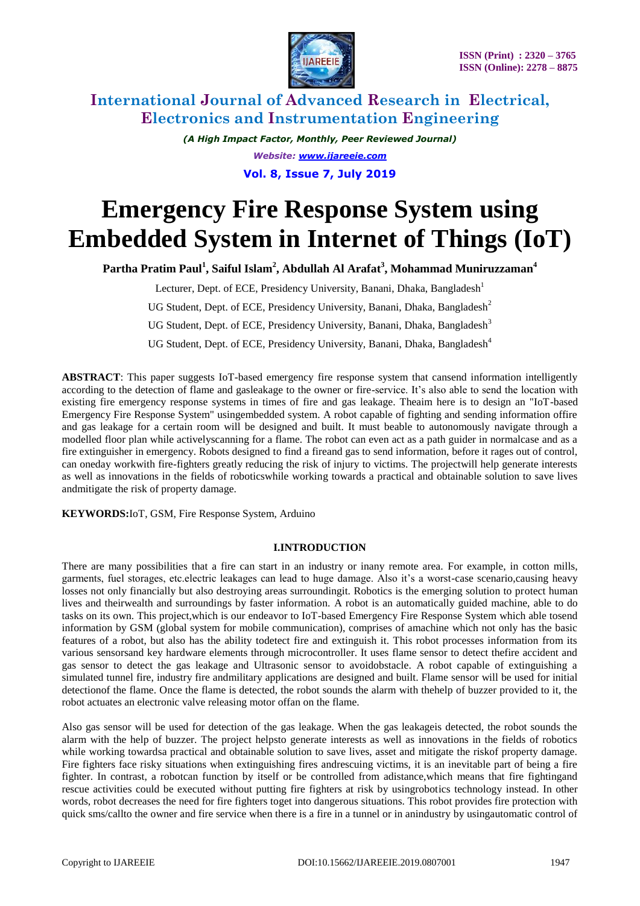# Emergency Fire Response System using Embedded System in Internet of Things (IoT)

**Partha Pratim Paul[1], Saiful Islam[2], Abdullah Al Arafat[3], Mohammad Muniruzzaman[4]**

Lecturer, Dept. of ECE, Presidency University, Banani, Dhaka, Bangladesh[1]

UG Student, Dept. of ECE, Presidency University, Banani, Dhaka, Bangladesh[2]

UG Student, Dept. of ECE, Presidency University, Banani, Dhaka, Bangladesh[3]

UG Student, Dept. of ECE, Presidency University, Banani, Dhaka, Bangladesh[4]

**ABSTRACT**: This paper suggests IoT-based emergency fire response system that cansend information intelligently according to the detection of flame and gasleakage to the owner or fire-service. It's also able to send the location with existing fire emergency response systems in times of fire and gas leakage. Theaim here is to design an "IoT-based Emergency Fire Response System" usingembedded system. A robot capable of fighting and sending information offire and gas leakage for a certain room will be designed and built. It must beable to autonomously navigate through a modelled floor plan while activelyscanning for a flame. The robot can even act as a path guider in normalcase and as a fire extinguisher in emergency. Robots designed to find a fireand gas to send information, before it rages out of control, can oneday workwith fire-fighters greatly reducing the risk of injury to victims. The projectwill help generate interests as well as innovations in the fields of roboticswhile working towards a practical and obtainable solution to save lives andmitigate the risk of property damage.

**KEYWORDS:** IoT, GSM, Fire Response System, Arduino

## I.INTRODUCTION

There are many possibilities that a fire can start in an industry or inany remote area. For example, in cotton mills, garments, fuel storages, etc.electric leakages can lead to huge damage. Also it's a worst-case scenario,causing heavy losses not only financially but also destroying areas surroundingit. Robotics is the emerging solution to protect human lives and theirwealth and surroundings by faster information. A robot is an automatically guided machine, able to do tasks on its own. This project,which is our endeavor to IoT-based Emergency Fire Response System which able tosend information by GSM (global system for mobile communication), comprises of amachine which not only has the basic features of a robot, but also has the ability todetect fire and extinguish it. This robot processes information from its various sensorsand key hardware elements through microcontroller. It uses flame sensor to detect thefire accident and gas sensor to detect the gas leakage and Ultrasonic sensor to avoidobstacle. A robot capable of extinguishing a simulated tunnel fire, industry fire andmilitary applications are designed and built. Flame sensor will be used for initial detectionof the flame. Once the flame is detected, the robot sounds the alarm with thehelp of buzzer provided to it, the robot actuates an electronic valve releasing motor offan on the flame.

Also gas sensor will be used for detection of the gas leakage. When the gas leakageis detected, the robot sounds the alarm with the help of buzzer. The project helpsto generate interests as well as innovations in the fields of robotics while working towardsa practical and obtainable solution to save lives, asset and mitigate the riskof property damage. Fire fighters face risky situations when extinguishing fires andrescuing victims, it is an inevitable part of being a fire fighter. In contrast, a robotcan function by itself or be controlled from adistance,which means that fire fightingand rescue activities could be executed without putting fire fighters at risk by usingrobotics technology instead. In other words, robot decreases the need for fire fighters toget into dangerous situations. This robot provides fire protection with quick sms/callto the owner and fire service when there is a fire in a tunnel or in anindustry by usingautomatic control of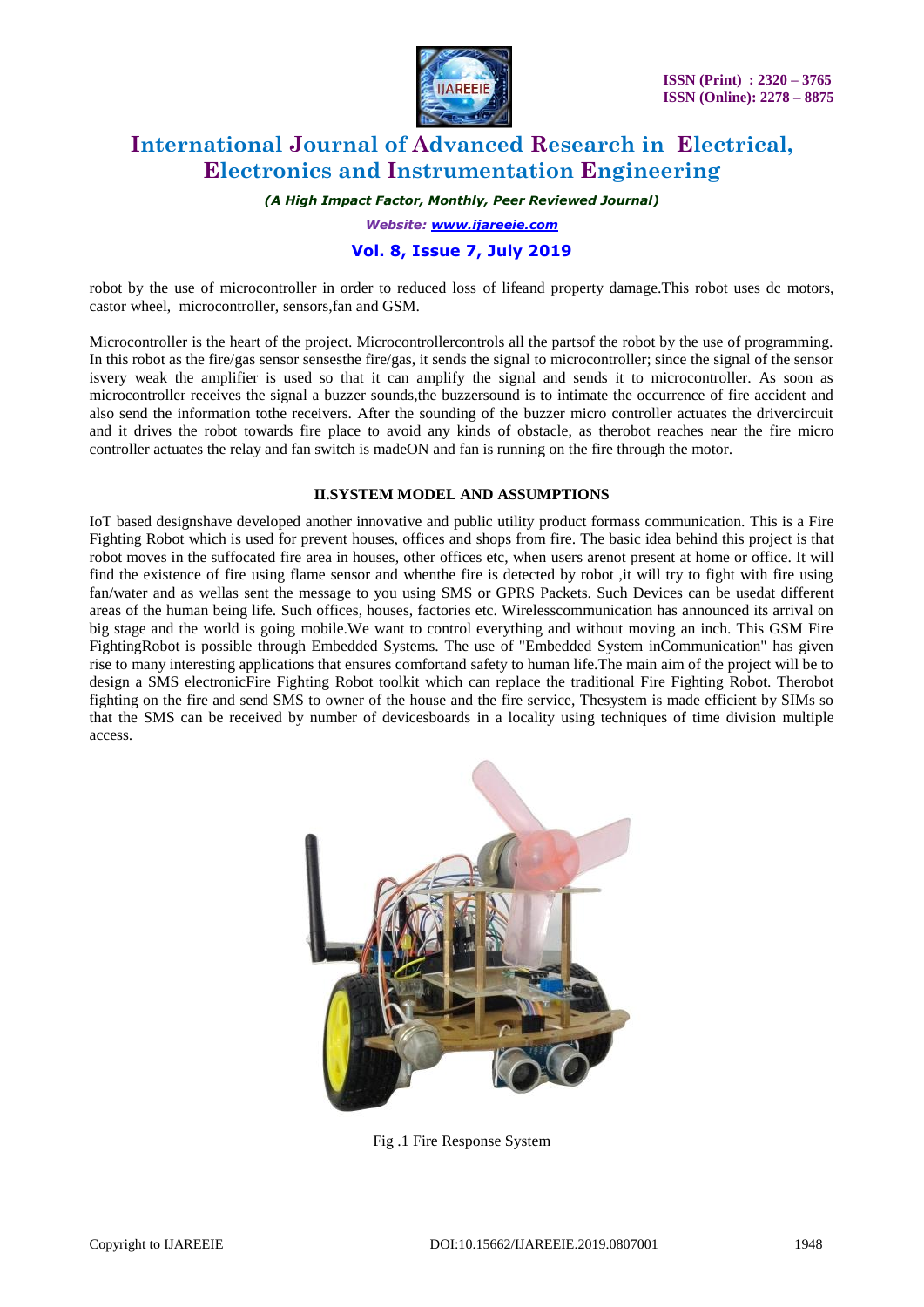robot by the use of microcontroller in order to reduced loss of lifeand property damage.This robot uses dc motors, castor wheel, microcontroller, sensors,fan and GSM.

Microcontroller is the heart of the project. Microcontrollercontrols all the partsof the robot by the use of programming. In this robot as the fire/gas sensor sensesthe fire/gas, it sends the signal to microcontroller; since the signal of the sensor isvery weak the amplifier is used so that it can amplify the signal and sends it to microcontroller. As soon as microcontroller receives the signal a buzzer sounds,the buzzersound is to intimate the occurrence of fire accident and also send the information tothe receivers. After the sounding of the buzzer micro controller actuates the drivercircuit and it drives the robot towards fire place to avoid any kinds of obstacle, as therobot reaches near the fire micro controller actuates the relay and fan switch is madeON and fan is running on the fire through the motor.

## II.SYSTEM MODEL AND ASSUMPTIONS

IoT based designshave developed another innovative and public utility product formass communication. This is a Fire Fighting Robot which is used for prevent houses, offices and shops from fire. The basic idea behind this project is that robot moves in the suffocated fire area in houses, other offices etc, when users arenot present at home or office. It will find the existence of fire using flame sensor and whenthe fire is detected by robot ,it will try to fight with fire using fan/water and as wellas sent the message to you using SMS or GPRS Packets. Such Devices can be usedat different areas of the human being life. Such offices, houses, factories etc. Wirelesscommunication has announced its arrival on big stage and the world is going mobile.We want to control everything and without moving an inch. This GSM Fire FightingRobot is possible through Embedded Systems. The use of "Embedded System inCommunication" has given rise to many interesting applications that ensures comfortand safety to human life.The main aim of the project will be to design a SMS electronicFire Fighting Robot toolkit which can replace the traditional Fire Fighting Robot. Therobot fighting on the fire and send SMS to owner of the house and the fire service, Thesystem is made efficient by SIMs so that the SMS can be received by number of devicesboards in a locality using techniques of time division multiple access.

Fig .1 Fire Response System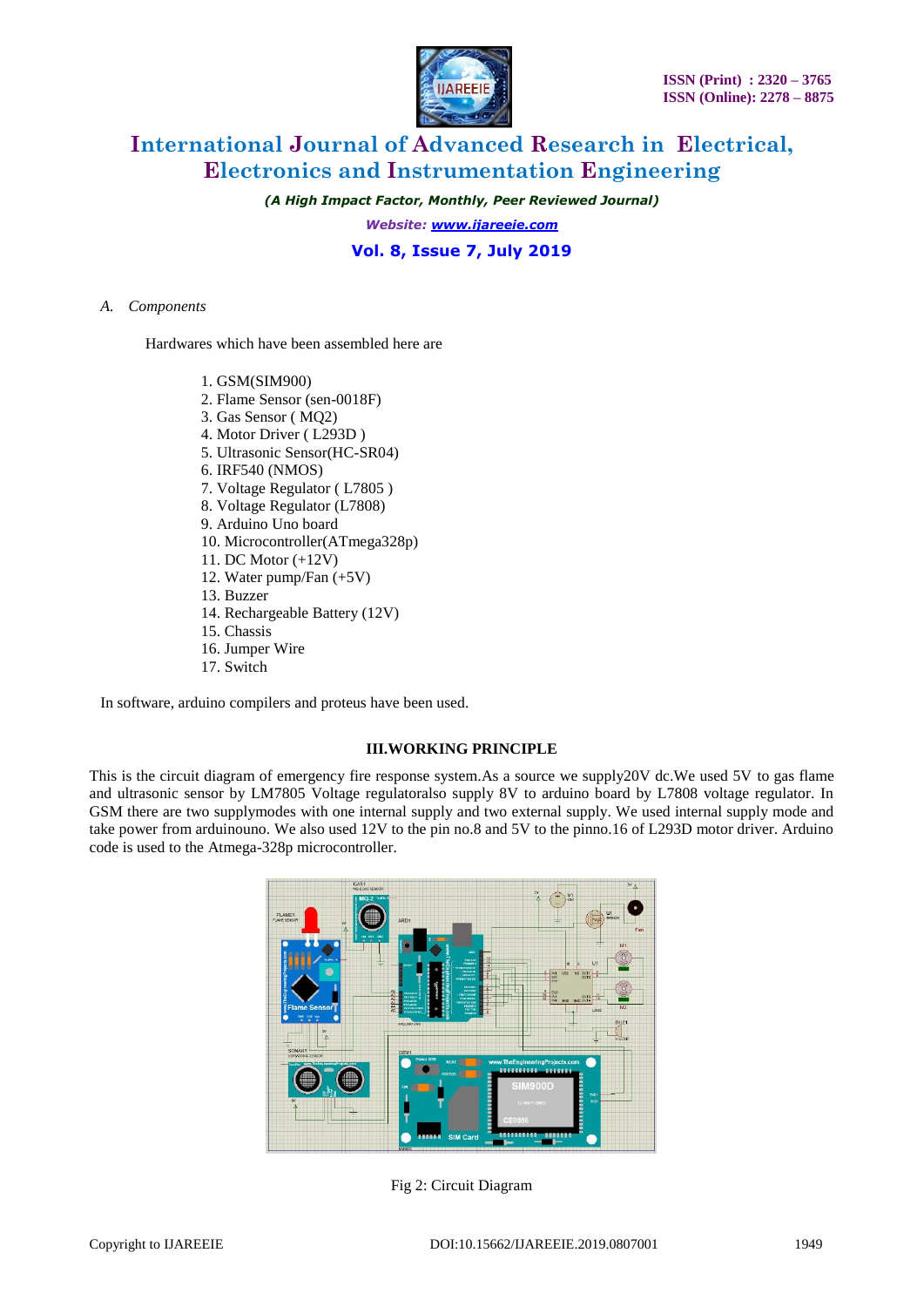*A. Components*

Hardwares which have been assembled here are

1. GSM(SIM900)
2. Flame Sensor (sen-0018F)
3. Gas Sensor ( MQ2)
4. Motor Driver ( L293D )
5. Ultrasonic Sensor(HC-SR04)
6. IRF540 (NMOS)
7. Voltage Regulator ( L7805 )
8. Voltage Regulator (L7808)
9. Arduino Uno board
10. Microcontroller(ATmega328p)
11. DC Motor (+12V)
12. Water pump/Fan (+5V)
13. Buzzer
14. Rechargeable Battery (12V)
15. Chassis
16. Jumper Wire
17. Switch

In software, arduino compilers and proteus have been used.

## III.WORKING PRINCIPLE

This is the circuit diagram of emergency fire response system.As a source we supply20V dc.We used 5V to gas flame and ultrasonic sensor by LM7805 Voltage regulatoralso supply 8V to arduino board by L7808 voltage regulator. In GSM there are two supplymodes with one internal supply and two external supply. We used internal supply mode and take power from arduinouno. We also used 12V to the pin no.8 and 5V to the pinno.16 of L293D motor driver. Arduino code is used to the Atmega-328p microcontroller.

Fig 2: Circuit Diagram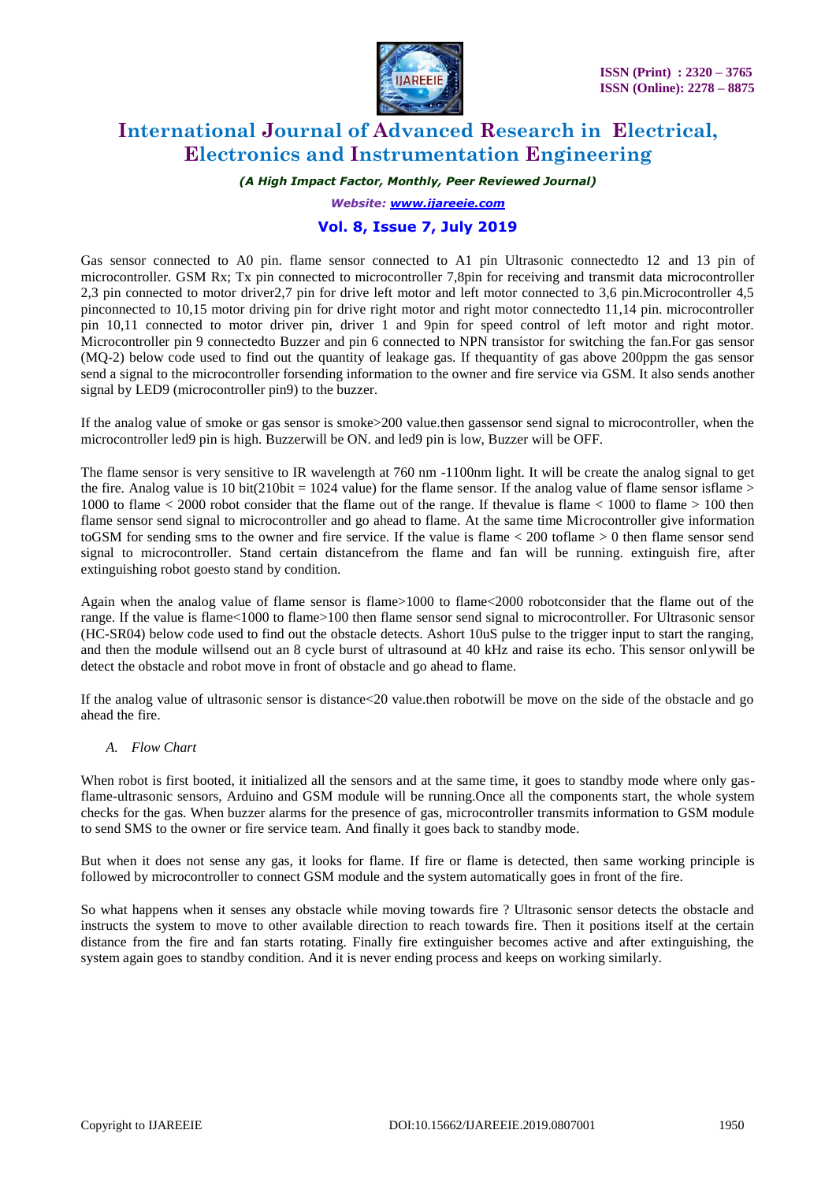Gas sensor connected to A0 pin. flame sensor connected to A1 pin Ultrasonic connectedto 12 and 13 pin of microcontroller. GSM Rx; Tx pin connected to microcontroller 7,8pin for receiving and transmit data microcontroller 2,3 pin connected to motor driver2,7 pin for drive left motor and left motor connected to 3,6 pin.Microcontroller 4,5 pinconnected to 10,15 motor driving pin for drive right motor and right motor connectedto 11,14 pin. microcontroller pin 10,11 connected to motor driver pin, driver 1 and 9pin for speed control of left motor and right motor. Microcontroller pin 9 connectedto Buzzer and pin 6 connected to NPN transistor for switching the fan.For gas sensor (MQ-2) below code used to find out the quantity of leakage gas. If thequantity of gas above 200ppm the gas sensor send a signal to the microcontroller forsending information to the owner and fire service via GSM. It also sends another signal by LED9 (microcontroller pin9) to the buzzer.

If the analog value of smoke or gas sensor is smoke>200 value.then gassensor send signal to microcontroller, when the microcontroller led9 pin is high. Buzzerwill be ON. and led9 pin is low, Buzzer will be OFF.

The flame sensor is very sensitive to IR wavelength at 760 nm -1100nm light. It will be create the analog signal to get the fire. Analog value is 10 bit($2^{10}$bit = 1024 value) for the flame sensor. If the analog value of flame sensor isflame > 1000 to flame < 2000 robot consider that the flame out of the range. If thevalue is flame < 1000 to flame > 100 then flame sensor send signal to microcontroller and go ahead to flame. At the same time Microcontroller give information toGSM for sending sms to the owner and fire service. If the value is flame < 200 toflame > 0 then flame sensor send signal to microcontroller. Stand certain distancefrom the flame and fan will be running. extinguish fire, after extinguishing robot goesto stand by condition.

Again when the analog value of flame sensor is flame>1000 to flame<2000 robotconsider that the flame out of the range. If the value is flame<1000 to flame>100 then flame sensor send signal to microcontroller. For Ultrasonic sensor (HC-SR04) below code used to find out the obstacle detects. Ashort 10uS pulse to the trigger input to start the ranging, and then the module willsend out an 8 cycle burst of ultrasound at 40 kHz and raise its echo. This sensor onlywill be detect the obstacle and robot move in front of obstacle and go ahead to flame.

If the analog value of ultrasonic sensor is distance<20 value.then robotwill be move on the side of the obstacle and go ahead the fire.

### *A. Flow Chart*

When robot is first booted, it initialized all the sensors and at the same time, it goes to standby mode where only gas-flame-ultrasonic sensors, Arduino and GSM module will be running.Once all the components start, the whole system checks for the gas. When buzzer alarms for the presence of gas, microcontroller transmits information to GSM module to send SMS to the owner or fire service team. And finally it goes back to standby mode.

But when it does not sense any gas, it looks for flame. If fire or flame is detected, then same working principle is followed by microcontroller to connect GSM module and the system automatically goes in front of the fire.

So what happens when it senses any obstacle while moving towards fire ? Ultrasonic sensor detects the obstacle and instructs the system to move to other available direction to reach towards fire. Then it positions itself at the certain distance from the fire and fan starts rotating. Finally fire extinguisher becomes active and after extinguishing, the system again goes to standby condition. And it is never ending process and keeps on working similarly.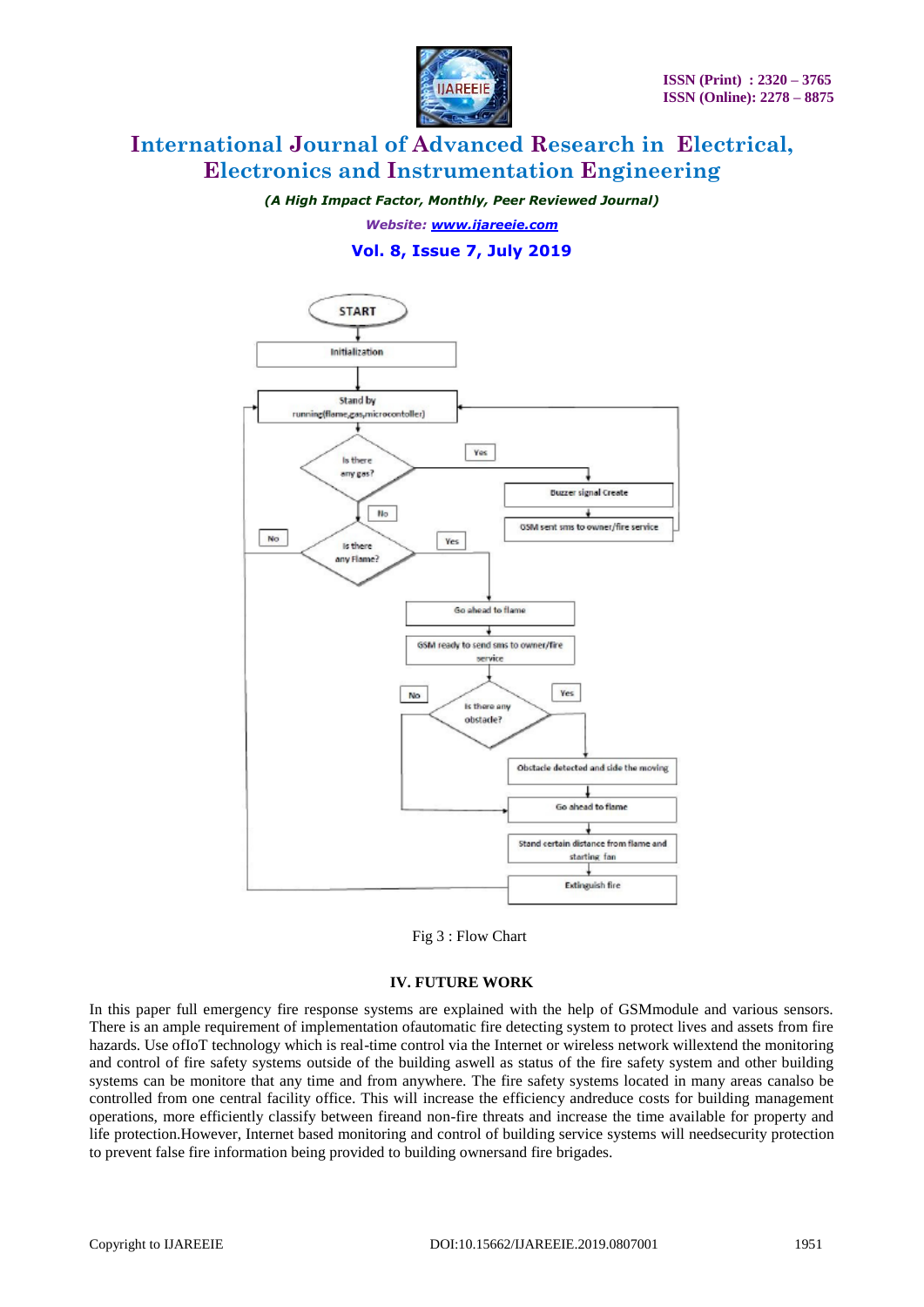Fig 3 : Flow Chart

## IV. FUTURE WORK

In this paper full emergency fire response systems are explained with the help of GSMmodule and various sensors. There is an ample requirement of implementation ofautomatic fire detecting system to protect lives and assets from fire hazards. Use ofIoT technology which is real-time control via the Internet or wireless network willextend the monitoring and control of fire safety systems outside of the building aswell as status of the fire safety system and other building systems can be monitore that any time and from anywhere. The fire safety systems located in many areas canalso be controlled from one central facility office. This will increase the efficiency andreduce costs for building management operations, more efficiently classify between fireand non-fire threats and increase the time available for property and life protection.However, Internet based monitoring and control of building service systems will needsecurity protection to prevent false fire information being provided to building ownersand fire brigades.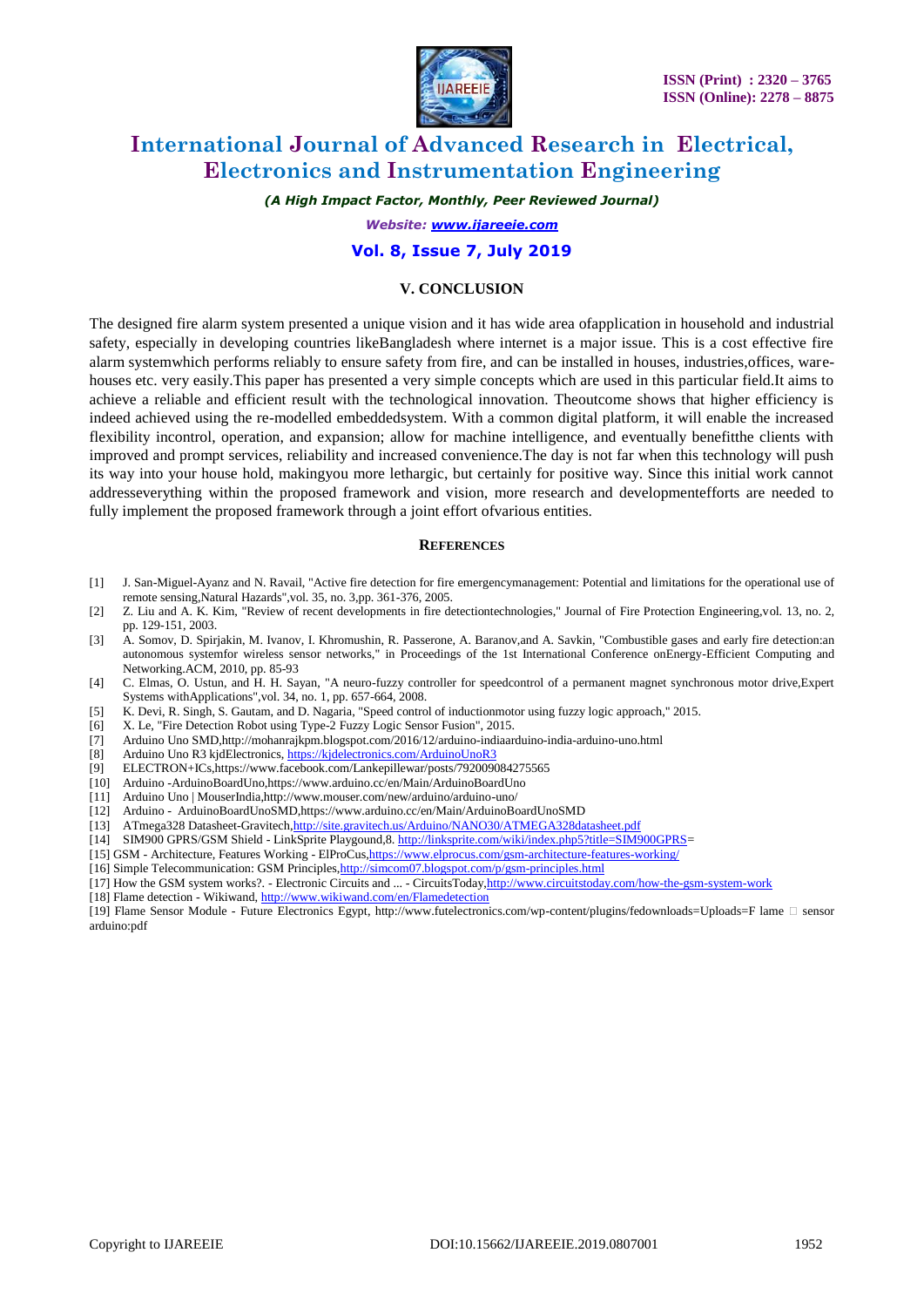## V. CONCLUSION

The designed fire alarm system presented a unique vision and it has wide area ofapplication in household and industrial safety, especially in developing countries likeBangladesh where internet is a major issue. This is a cost effective fire alarm systemwhich performs reliably to ensure safety from fire, and can be installed in houses, industries,offices, ware-houses etc. very easily.This paper has presented a very simple concepts which are used in this particular field.It aims to achieve a reliable and efficient result with the technological innovation. Theoutcome shows that higher efficiency is indeed achieved using the re-modelled embeddedsystem. With a common digital platform, it will enable the increased flexibility incontrol, operation, and expansion; allow for machine intelligence, and eventually benefitthe clients with improved and prompt services, reliability and increased convenience.The day is not far when this technology will push its way into your house hold, makingyou more lethargic, but certainly for positive way. Since this initial work cannot addresseverything within the proposed framework and vision, more research and developmentefforts are needed to fully implement the proposed framework through a joint effort ofvarious entities.

## REFERENCES

[1] J. San-Miguel-Ayanz and N. Ravail, "Active fire detection for fire emergencymanagement: Potential and limitations for the operational use of remote sensing,Natural Hazards",vol. 35, no. 3,pp. 361-376, 2005.

[2] Z. Liu and A. K. Kim, "Review of recent developments in fire detectiontechnologies," Journal of Fire Protection Engineering,vol. 13, no. 2, pp. 129-151, 2003.

[3] A. Somov, D. Spirjakin, M. Ivanov, I. Khromushin, R. Passerone, A. Baranov,and A. Savkin, "Combustible gases and early fire detection:an autonomous systemfor wireless sensor networks," in Proceedings of the 1st International Conference onEnergy-Efficient Computing and Networking.ACM, 2010, pp. 85-93

[4] C. Elmas, O. Ustun, and H. H. Sayan, "A neuro-fuzzy controller for speedcontrol of a permanent magnet synchronous motor drive,Expert Systems withApplications",vol. 34, no. 1, pp. 657-664, 2008.

[5] K. Devi, R. Singh, S. Gautam, and D. Nagaria, "Speed control of inductionmotor using fuzzy logic approach," 2015.

[6] X. Le, "Fire Detection Robot using Type-2 Fuzzy Logic Sensor Fusion", 2015.

[7] Arduino Uno SMD,http://mohanrajkpm.blogspot.com/2016/12/arduino-indiaarduino-india-arduino-uno.html

[8] Arduino Uno R3 kjdElectronics, https://kjdelectronics.com/ArduinoUnoR3

[9] ELECTRON+ICs,https://www.facebook.com/Lankepillewar/posts/792009084275565

[10] Arduino -ArduinoBoardUno,https://www.arduino.cc/en/Main/ArduinoBoardUno

[11] Arduino Uno | MouserIndia,http://www.mouser.com/new/arduino/arduino-uno/

[12] Arduino - ArduinoBoardUnoSMD,https://www.arduino.cc/en/Main/ArduinoBoardUnoSMD

[13] ATmega328 Datasheet-Gravitech,http://site.gravitech.us/Arduino/NANO30/ATMEGA328datasheet.pdf

[14] SIM900 GPRS/GSM Shield - LinkSprite Playgound,8. http://linksprite.com/wiki/index.php5?title=SIM900GPRS=

[15] GSM - Architecture, Features Working - ElProCus,https://www.elprocus.com/gsm-architecture-features-working/

[16] Simple Telecommunication: GSM Principles,http://simcom07.blogspot.com/p/gsm-principles.html

[17] How the GSM system works?. - Electronic Circuits and ... - CircuitsToday,http://www.circuitstoday.com/how-the-gsm-system-work

[18] Flame detection - Wikiwand, http://www.wikiwand.com/en/Flamedetection

[19] Flame Sensor Module - Future Electronics Egypt, http://www.futelectronics.com/wp-content/plugins/fedownloads=Uploads=F lame □ sensor arduino:pdf